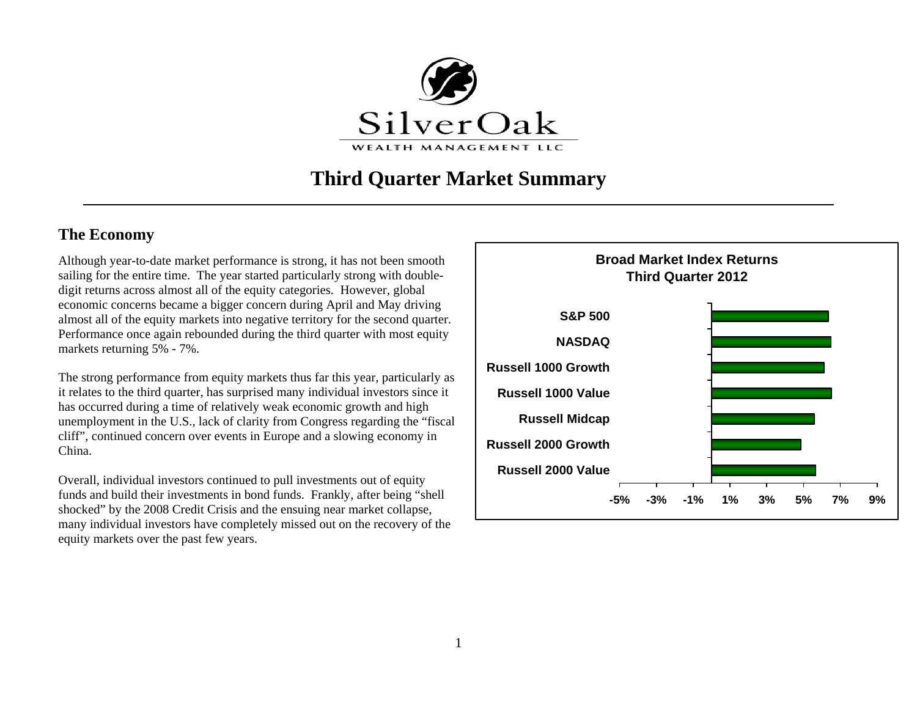SilverOak

WEALTH MANAGEMENT LLC

# Third Quarter Market Summary

## The Economy

Although year-to-date market performance is strong, it has not been smooth sailing for the entire time. The year started particularly strong with double-digit returns across almost all of the equity categories. However, global economic concerns became a bigger concern during April and May driving almost all of the equity markets into negative territory for the second quarter. Performance once again rebounded during the third quarter with most equity markets returning 5% - 7%.

The strong performance from equity markets thus far this year, particularly as it relates to the third quarter, has surprised many individual investors since it has occurred during a time of relatively weak economic growth and high unemployment in the U.S., lack of clarity from Congress regarding the "fiscal cliff", continued concern over events in Europe and a slowing economy in China.

Overall, individual investors continued to pull investments out of equity funds and build their investments in bond funds. Frankly, after being "shell shocked" by the 2008 Credit Crisis and the ensuing near market collapse, many individual investors have completely missed out on the recovery of the equity markets over the past few years.

**Broad Market Index Returns**
**Third Quarter 2012**

- S&P 500
- NASDAQ
- Russell 1000 Growth
- Russell 1000 Value
- Russell Midcap
- Russell 2000 Growth
- Russell 2000 Value

-5% -3% -1% 1% 3% 5% 7% 9%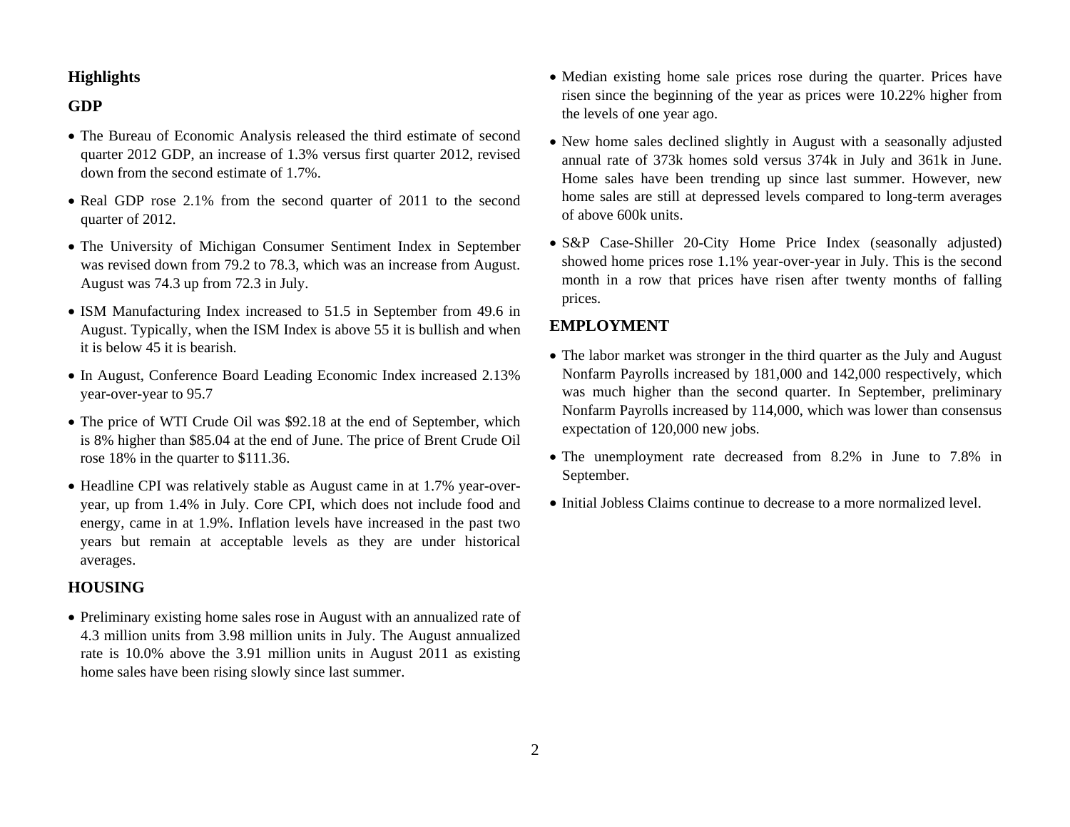## Highlights

### GDP

- The Bureau of Economic Analysis released the third estimate of second quarter 2012 GDP, an increase of 1.3% versus first quarter 2012, revised down from the second estimate of 1.7%.
- Real GDP rose 2.1% from the second quarter of 2011 to the second quarter of 2012.
- The University of Michigan Consumer Sentiment Index in September was revised down from 79.2 to 78.3, which was an increase from August. August was 74.3 up from 72.3 in July.
- ISM Manufacturing Index increased to 51.5 in September from 49.6 in August. Typically, when the ISM Index is above 55 it is bullish and when it is below 45 it is bearish.
- In August, Conference Board Leading Economic Index increased 2.13% year-over-year to 95.7
- The price of WTI Crude Oil was $92.18 at the end of September, which is 8% higher than $85.04 at the end of June. The price of Brent Crude Oil rose 18% in the quarter to $111.36.
- Headline CPI was relatively stable as August came in at 1.7% year-over-year, up from 1.4% in July. Core CPI, which does not include food and energy, came in at 1.9%. Inflation levels have increased in the past two years but remain at acceptable levels as they are under historical averages.

### HOUSING

- Preliminary existing home sales rose in August with an annualized rate of 4.3 million units from 3.98 million units in July. The August annualized rate is 10.0% above the 3.91 million units in August 2011 as existing home sales have been rising slowly since last summer.
- Median existing home sale prices rose during the quarter. Prices have risen since the beginning of the year as prices were 10.22% higher from the levels of one year ago.
- New home sales declined slightly in August with a seasonally adjusted annual rate of 373k homes sold versus 374k in July and 361k in June. Home sales have been trending up since last summer. However, new home sales are still at depressed levels compared to long-term averages of above 600k units.
- S&P Case-Shiller 20-City Home Price Index (seasonally adjusted) showed home prices rose 1.1% year-over-year in July. This is the second month in a row that prices have risen after twenty months of falling prices.

### EMPLOYMENT

- The labor market was stronger in the third quarter as the July and August Nonfarm Payrolls increased by 181,000 and 142,000 respectively, which was much higher than the second quarter. In September, preliminary Nonfarm Payrolls increased by 114,000, which was lower than consensus expectation of 120,000 new jobs.
- The unemployment rate decreased from 8.2% in June to 7.8% in September.
- Initial Jobless Claims continue to decrease to a more normalized level.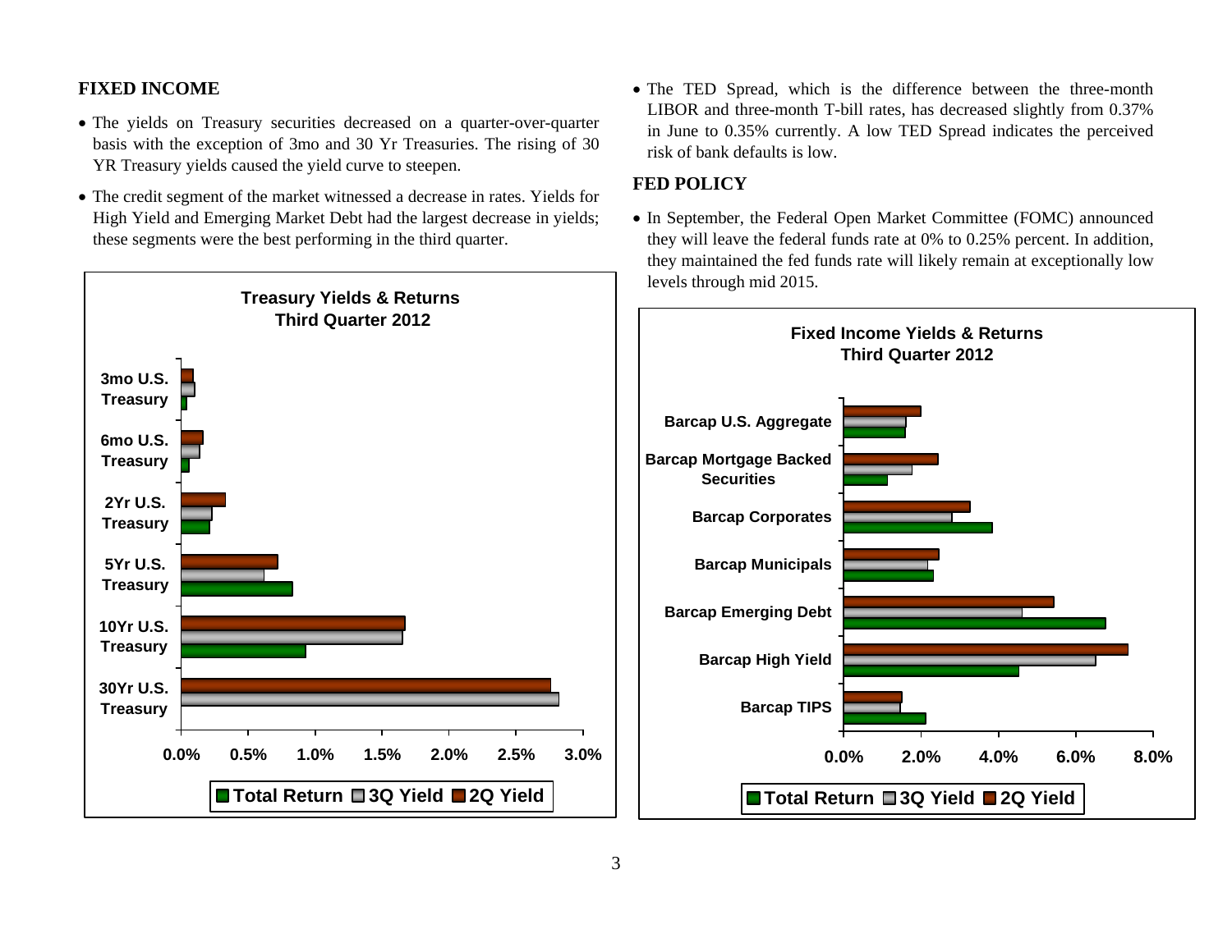## FIXED INCOME

- The yields on Treasury securities decreased on a quarter-over-quarter basis with the exception of 3mo and 30 Yr Treasuries. The rising of 30 YR Treasury yields caused the yield curve to steepen.
- The credit segment of the market witnessed a decrease in rates. Yields for High Yield and Emerging Market Debt had the largest decrease in yields; these segments were the best performing in the third quarter.

**Treasury Yields & Returns**
**Third Quarter 2012**

- 3mo U.S. Treasury
- 6mo U.S. Treasury
- 2Yr U.S. Treasury
- 5Yr U.S. Treasury
- 10Yr U.S. Treasury
- 30Yr U.S. Treasury

0.0% 0.5% 1.0% 1.5% 2.0% 2.5% 3.0%

Total Return / 3Q Yield / 2Q Yield

- The TED Spread, which is the difference between the three-month LIBOR and three-month T-bill rates, has decreased slightly from 0.37% in June to 0.35% currently. A low TED Spread indicates the perceived risk of bank defaults is low.

## FED POLICY

- In September, the Federal Open Market Committee (FOMC) announced they will leave the federal funds rate at 0% to 0.25% percent. In addition, they maintained the fed funds rate will likely remain at exceptionally low levels through mid 2015.

**Fixed Income Yields & Returns**
**Third Quarter 2012**

- Barcap U.S. Aggregate
- Barcap Mortgage Backed Securities
- Barcap Corporates
- Barcap Municipals
- Barcap Emerging Debt
- Barcap High Yield
- Barcap TIPS

0.0% 2.0% 4.0% 6.0% 8.0%

Total Return / 3Q Yield / 2Q Yield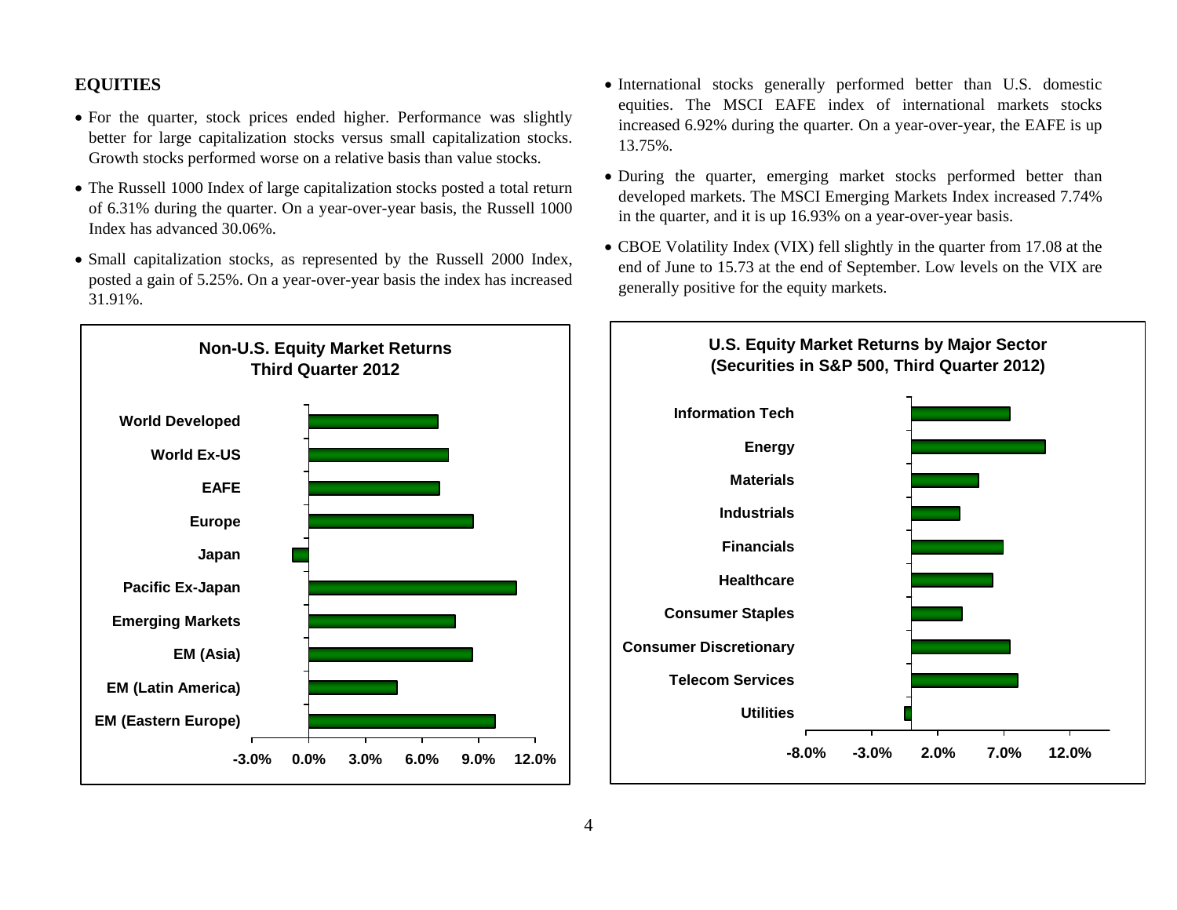## EQUITIES

- For the quarter, stock prices ended higher. Performance was slightly better for large capitalization stocks versus small capitalization stocks. Growth stocks performed worse on a relative basis than value stocks.
- The Russell 1000 Index of large capitalization stocks posted a total return of 6.31% during the quarter. On a year-over-year basis, the Russell 1000 Index has advanced 30.06%.
- Small capitalization stocks, as represented by the Russell 2000 Index, posted a gain of 5.25%. On a year-over-year basis the index has increased 31.91%.
- International stocks generally performed better than U.S. domestic equities. The MSCI EAFE index of international markets stocks increased 6.92% during the quarter. On a year-over-year, the EAFE is up 13.75%.
- During the quarter, emerging market stocks performed better than developed markets. The MSCI Emerging Markets Index increased 7.74% in the quarter, and it is up 16.93% on a year-over-year basis.
- CBOE Volatility Index (VIX) fell slightly in the quarter from 17.08 at the end of June to 15.73 at the end of September. Low levels on the VIX are generally positive for the equity markets.

**Non-U.S. Equity Market Returns**
**Third Quarter 2012**

World Developed
World Ex-US
EAFE
Europe
Japan
Pacific Ex-Japan
Emerging Markets
EM (Asia)
EM (Latin America)
EM (Eastern Europe)

-3.0% 0.0% 3.0% 6.0% 9.0% 12.0%

**U.S. Equity Market Returns by Major Sector**
**(Securities in S&P 500, Third Quarter 2012)**

Information Tech
Energy
Materials
Industrials
Financials
Healthcare
Consumer Staples
Consumer Discretionary
Telecom Services
Utilities

-8.0% -3.0% 2.0% 7.0% 12.0%